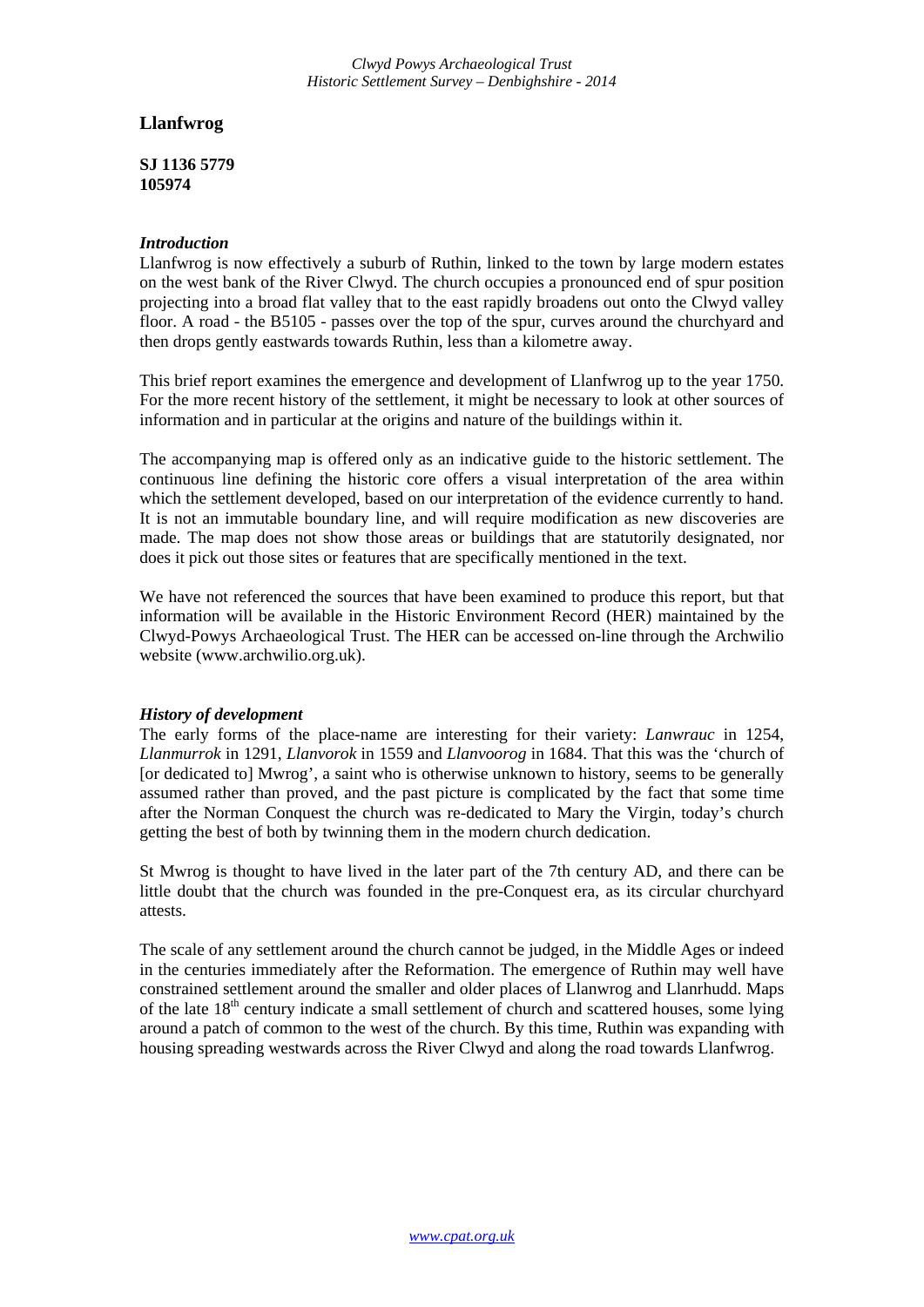# Llanfwrog

**SJ 1136 5779**
**105974**

### *Introduction*

Llanfwrog is now effectively a suburb of Ruthin, linked to the town by large modern estates on the west bank of the River Clwyd. The church occupies a pronounced end of spur position projecting into a broad flat valley that to the east rapidly broadens out onto the Clwyd valley floor. A road - the B5105 - passes over the top of the spur, curves around the churchyard and then drops gently eastwards towards Ruthin, less than a kilometre away.

This brief report examines the emergence and development of Llanfwrog up to the year 1750. For the more recent history of the settlement, it might be necessary to look at other sources of information and in particular at the origins and nature of the buildings within it.

The accompanying map is offered only as an indicative guide to the historic settlement. The continuous line defining the historic core offers a visual interpretation of the area within which the settlement developed, based on our interpretation of the evidence currently to hand. It is not an immutable boundary line, and will require modification as new discoveries are made. The map does not show those areas or buildings that are statutorily designated, nor does it pick out those sites or features that are specifically mentioned in the text.

We have not referenced the sources that have been examined to produce this report, but that information will be available in the Historic Environment Record (HER) maintained by the Clwyd-Powys Archaeological Trust. The HER can be accessed on-line through the Archwilio website (www.archwilio.org.uk).

### *History of development*

The early forms of the place-name are interesting for their variety: *Lanwrauc* in 1254, *Llanmurrok* in 1291, *Llanvorok* in 1559 and *Llanvoorog* in 1684. That this was the 'church of [or dedicated to] Mwrog', a saint who is otherwise unknown to history, seems to be generally assumed rather than proved, and the past picture is complicated by the fact that some time after the Norman Conquest the church was re-dedicated to Mary the Virgin, today's church getting the best of both by twinning them in the modern church dedication.

St Mwrog is thought to have lived in the later part of the 7th century AD, and there can be little doubt that the church was founded in the pre-Conquest era, as its circular churchyard attests.

The scale of any settlement around the church cannot be judged, in the Middle Ages or indeed in the centuries immediately after the Reformation. The emergence of Ruthin may well have constrained settlement around the smaller and older places of Llanwrog and Llanrhudd. Maps of the late 18th century indicate a small settlement of church and scattered houses, some lying around a patch of common to the west of the church. By this time, Ruthin was expanding with housing spreading westwards across the River Clwyd and along the road towards Llanfwrog.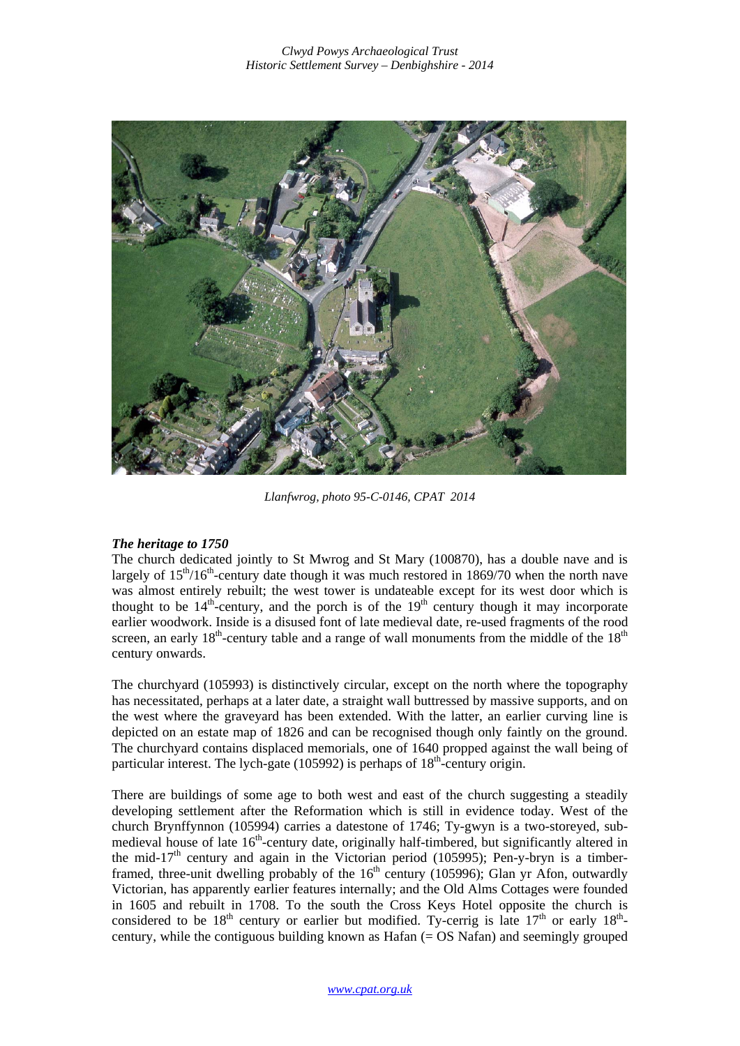*Llanfwrog, photo 95-C-0146, CPAT 2014*

### *The heritage to 1750*

The church dedicated jointly to St Mwrog and St Mary (100870), has a double nave and is largely of 15th/16th-century date though it was much restored in 1869/70 when the north nave was almost entirely rebuilt; the west tower is undateable except for its west door which is thought to be 14th-century, and the porch is of the 19th century though it may incorporate earlier woodwork. Inside is a disused font of late medieval date, re-used fragments of the rood screen, an early 18th-century table and a range of wall monuments from the middle of the 18th century onwards.

The churchyard (105993) is distinctively circular, except on the north where the topography has necessitated, perhaps at a later date, a straight wall buttressed by massive supports, and on the west where the graveyard has been extended. With the latter, an earlier curving line is depicted on an estate map of 1826 and can be recognised though only faintly on the ground. The churchyard contains displaced memorials, one of 1640 propped against the wall being of particular interest. The lych-gate (105992) is perhaps of 18th-century origin.

There are buildings of some age to both west and east of the church suggesting a steadily developing settlement after the Reformation which is still in evidence today. West of the church Brynffynnon (105994) carries a datestone of 1746; Ty-gwyn is a two-storeyed, sub-medieval house of late 16th-century date, originally half-timbered, but significantly altered in the mid-17th century and again in the Victorian period (105995); Pen-y-bryn is a timber-framed, three-unit dwelling probably of the 16th century (105996); Glan yr Afon, outwardly Victorian, has apparently earlier features internally; and the Old Alms Cottages were founded in 1605 and rebuilt in 1708. To the south the Cross Keys Hotel opposite the church is considered to be 18th century or earlier but modified. Ty-cerrig is late 17th or early 18th-century, while the contiguous building known as Hafan (= OS Nafan) and seemingly grouped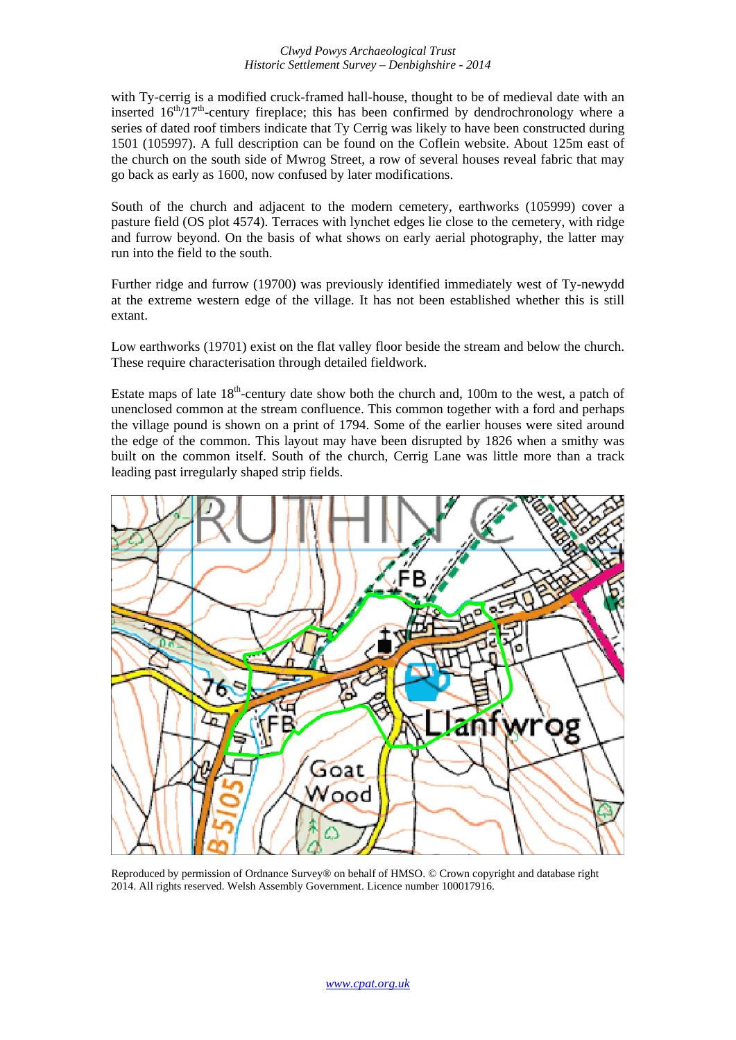with Ty-cerrig is a modified cruck-framed hall-house, thought to be of medieval date with an inserted 16th/17th-century fireplace; this has been confirmed by dendrochronology where a series of dated roof timbers indicate that Ty Cerrig was likely to have been constructed during 1501 (105997). A full description can be found on the Coflein website. About 125m east of the church on the south side of Mwrog Street, a row of several houses reveal fabric that may go back as early as 1600, now confused by later modifications.

South of the church and adjacent to the modern cemetery, earthworks (105999) cover a pasture field (OS plot 4574). Terraces with lynchet edges lie close to the cemetery, with ridge and furrow beyond. On the basis of what shows on early aerial photography, the latter may run into the field to the south.

Further ridge and furrow (19700) was previously identified immediately west of Ty-newydd at the extreme western edge of the village. It has not been established whether this is still extant.

Low earthworks (19701) exist on the flat valley floor beside the stream and below the church. These require characterisation through detailed fieldwork.

Estate maps of late 18th-century date show both the church and, 100m to the west, a patch of unenclosed common at the stream confluence. This common together with a ford and perhaps the village pound is shown on a print of 1794. Some of the earlier houses were sited around the edge of the common. This layout may have been disrupted by 1826 when a smithy was built on the common itself. South of the church, Cerrig Lane was little more than a track leading past irregularly shaped strip fields.

RUTHIN C
FB
76
FB
Llanfwrog
Goat Wood
B5105

Reproduced by permission of Ordnance Survey® on behalf of HMSO. © Crown copyright and database right 2014. All rights reserved. Welsh Assembly Government. Licence number 100017916.